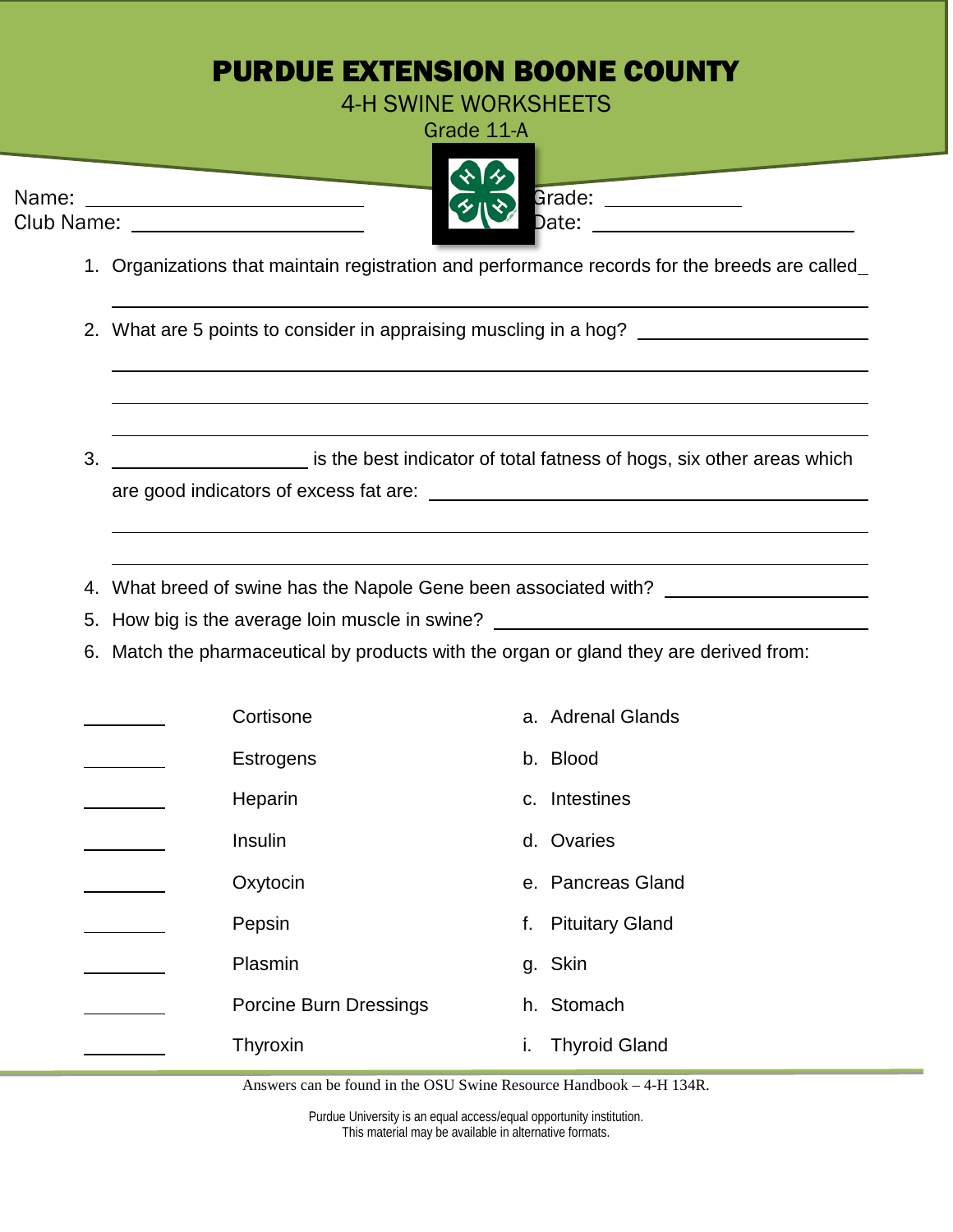# PURDUE EXTENSION BOONE COUNTY

## 4-H SWINE WORKSHEETS

Grade 11-A

Name: ______________________ Grade: ____________

Club Name: ______________________ Date: ______________________

1. Organizations that maintain registration and performance records for the breeds are called_______________________________________________

2. What are 5 points to consider in appraising muscling in a hog? ______________________________________________________________________________________________________________________________________________

3. ____________________ is the best indicator of total fatness of hogs, six other areas which are good indicators of excess fat are: ______________________________________________________________________________________________________________________

4. What breed of swine has the Napole Gene been associated with? ____________________

5. How big is the average loin muscle in swine? ______________________________

6. Match the pharmaceutical by products with the organ or gland they are derived from:

| | | |
|---|---|---|
| ________ | Cortisone | a. Adrenal Glands |
| ________ | Estrogens | b. Blood |
| ________ | Heparin | c. Intestines |
| ________ | Insulin | d. Ovaries |
| ________ | Oxytocin | e. Pancreas Gland |
| ________ | Pepsin | f. Pituitary Gland |
| ________ | Plasmin | g. Skin |
| ________ | Porcine Burn Dressings | h. Stomach |
| ________ | Thyroxin | i. Thyroid Gland |

Answers can be found in the OSU Swine Resource Handbook – 4-H 134R.

Purdue University is an equal access/equal opportunity institution.
This material may be available in alternative formats.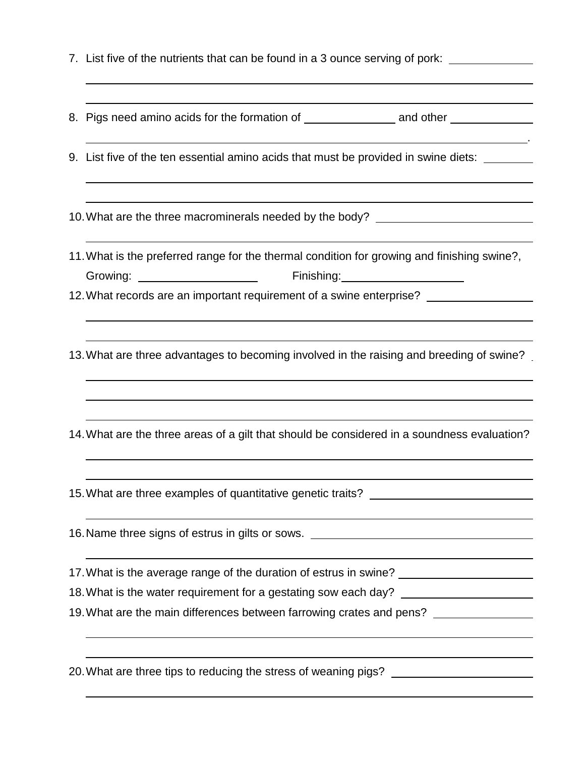7. List five of the nutrients that can be found in a 3 ounce serving of pork: ______________

______________________________________________________________________________

______________________________________________________________________________

8. Pigs need amino acids for the formation of ______________ and other ______________

______________________________________________________________________________.

9. List five of the ten essential amino acids that must be provided in swine diets: ________

______________________________________________________________________________

______________________________________________________________________________

10. What are the three macrominerals needed by the body? ________________________

______________________________________________________________________________

11. What is the preferred range for the thermal condition for growing and finishing swine?,

    Growing: ____________________ Finishing: ____________________

12. What records are an important requirement of a swine enterprise? ________________

______________________________________________________________________________

______________________________________________________________________________

13. What are three advantages to becoming involved in the raising and breeding of swine? _

______________________________________________________________________________

______________________________________________________________________________

______________________________________________________________________________

14. What are the three areas of a gilt that should be considered in a soundness evaluation?

______________________________________________________________________________

______________________________________________________________________________

15. What are three examples of quantitative genetic traits? ________________________

______________________________________________________________________________

16. Name three signs of estrus in gilts or sows. ________________________________

______________________________________________________________________________

17. What is the average range of the duration of estrus in swine? ____________________

18. What is the water requirement for a gestating sow each day? ____________________

19. What are the main differences between farrowing crates and pens? ______________

______________________________________________________________________________

______________________________________________________________________________

20. What are three tips to reducing the stress of weaning pigs? ______________________

______________________________________________________________________________